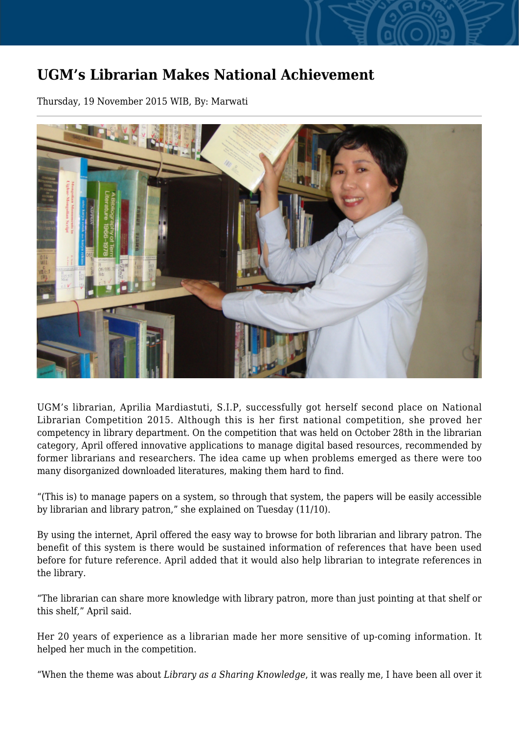# UGM's Librarian Makes National Achievement

Thursday, 19 November 2015 WIB, By: Marwati

UGM's librarian, Aprilia Mardiastuti, S.I.P, successfully got herself second place on National Librarian Competition 2015. Although this is her first national competition, she proved her competency in library department. On the competition that was held on October 28th in the librarian category, April offered innovative applications to manage digital based resources, recommended by former librarians and researchers. The idea came up when problems emerged as there were too many disorganized downloaded literatures, making them hard to find.

"(This is) to manage papers on a system, so through that system, the papers will be easily accessible by librarian and library patron," she explained on Tuesday (11/10).

By using the internet, April offered the easy way to browse for both librarian and library patron. The benefit of this system is there would be sustained information of references that have been used before for future reference. April added that it would also help librarian to integrate references in the library.

"The librarian can share more knowledge with library patron, more than just pointing at that shelf or this shelf," April said.

Her 20 years of experience as a librarian made her more sensitive of up-coming information. It helped her much in the competition.

"When the theme was about *Library as a Sharing Knowledge*, it was really me, I have been all over it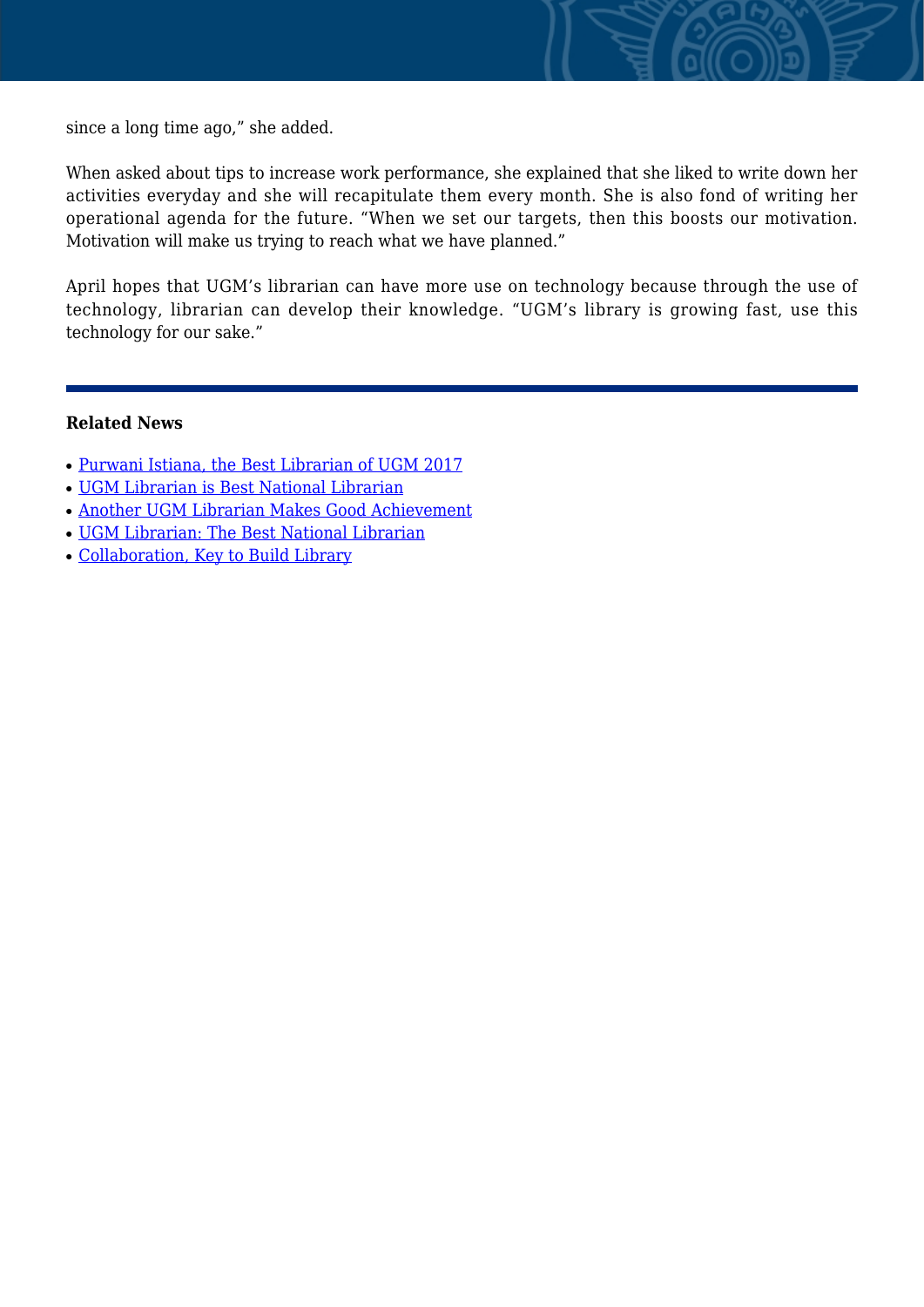since a long time ago," she added.

When asked about tips to increase work performance, she explained that she liked to write down her activities everyday and she will recapitulate them every month. She is also fond of writing her operational agenda for the future. "When we set our targets, then this boosts our motivation. Motivation will make us trying to reach what we have planned."

April hopes that UGM's librarian can have more use on technology because through the use of technology, librarian can develop their knowledge. "UGM's library is growing fast, use this technology for our sake."

---

**Related News**

- Purwani Istiana, the Best Librarian of UGM 2017
- UGM Librarian is Best National Librarian
- Another UGM Librarian Makes Good Achievement
- UGM Librarian: The Best National Librarian
- Collaboration, Key to Build Library